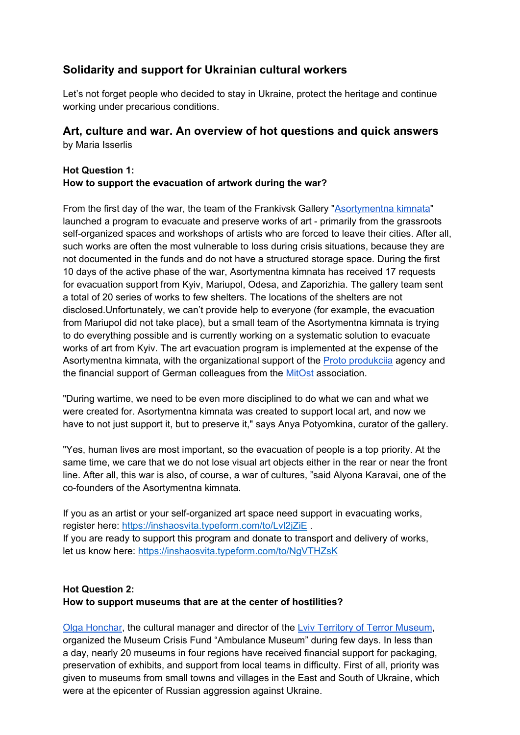## Solidarity and support for Ukrainian cultural workers

Let's not forget people who decided to stay in Ukraine, protect the heritage and continue working under precarious conditions.

## Art, culture and war. An overview of hot questions and quick answers

by Maria Isserlis

**Hot Question 1:**
**How to support the evacuation of artwork during the war?**

From the first day of the war, the team of the Frankivsk Gallery "[Asortymentna kimnata]" launched a program to evacuate and preserve works of art - primarily from the grassroots self-organized spaces and workshops of artists who are forced to leave their cities. After all, such works are often the most vulnerable to loss during crisis situations, because they are not documented in the funds and do not have a structured storage space. During the first 10 days of the active phase of the war, Asortymentna kimnata has received 17 requests for evacuation support from Kyiv, Mariupol, Odesa, and Zaporizhia. The gallery team sent a total of 20 series of works to few shelters. The locations of the shelters are not disclosed.Unfortunately, we can't provide help to everyone (for example, the evacuation from Mariupol did not take place), but a small team of the Asortymentna kimnata is trying to do everything possible and is currently working on a systematic solution to evacuate works of art from Kyiv. The art evacuation program is implemented at the expense of the Asortymentna kimnata, with the organizational support of the [Proto produkciia] agency and the financial support of German colleagues from the [MitOst] association.

"During wartime, we need to be even more disciplined to do what we can and what we were created for. Asortymentna kimnata was created to support local art, and now we have to not just support it, but to preserve it," says Anya Potyomkina, curator of the gallery.

"Yes, human lives are most important, so the evacuation of people is a top priority. At the same time, we care that we do not lose visual art objects either in the rear or near the front line. After all, this war is also, of course, a war of cultures, "said Alyona Karavai, one of the co-founders of the Asortymentna kimnata.

If you as an artist or your self-organized art space need support in evacuating works, register here: https://inshaosvita.typeform.com/to/Lvl2jZiE .
If you are ready to support this program and donate to transport and delivery of works, let us know here: https://inshaosvita.typeform.com/to/NgVTHZsK

**Hot Question 2:**
**How to support museums that are at the center of hostilities?**

[Olga Honchar], the cultural manager and director of the [Lviv Territory of Terror Museum], organized the Museum Crisis Fund "Ambulance Museum" during few days. In less than a day, nearly 20 museums in four regions have received financial support for packaging, preservation of exhibits, and support from local teams in difficulty. First of all, priority was given to museums from small towns and villages in the East and South of Ukraine, which were at the epicenter of Russian aggression against Ukraine.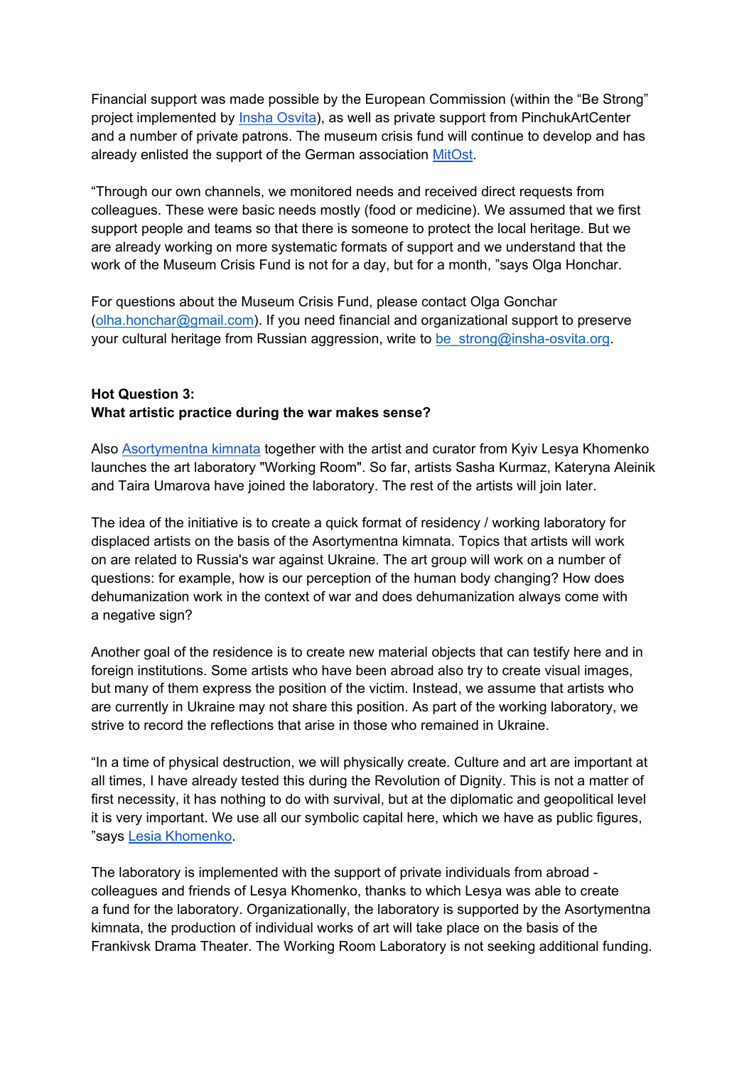Financial support was made possible by the European Commission (within the "Be Strong" project implemented by Insha Osvita), as well as private support from PinchukArtCenter and a number of private patrons. The museum crisis fund will continue to develop and has already enlisted the support of the German association MitOst.

"Through our own channels, we monitored needs and received direct requests from colleagues. These were basic needs mostly (food or medicine). We assumed that we first support people and teams so that there is someone to protect the local heritage. But we are already working on more systematic formats of support and we understand that the work of the Museum Crisis Fund is not for a day, but for a month, "says Olga Honchar.

For questions about the Museum Crisis Fund, please contact Olga Gonchar (olha.honchar@gmail.com). If you need financial and organizational support to preserve your cultural heritage from Russian aggression, write to be_strong@insha-osvita.org.

**Hot Question 3:**
**What artistic practice during the war makes sense?**

Also Asortymentna kimnata together with the artist and curator from Kyiv Lesya Khomenko launches the art laboratory "Working Room". So far, artists Sasha Kurmaz, Kateryna Aleinik and Taira Umarova have joined the laboratory. The rest of the artists will join later.

The idea of the initiative is to create a quick format of residency / working laboratory for displaced artists on the basis of the Asortymentna kimnata. Topics that artists will work on are related to Russia's war against Ukraine. The art group will work on a number of questions: for example, how is our perception of the human body changing? How does dehumanization work in the context of war and does dehumanization always come with a negative sign?

Another goal of the residence is to create new material objects that can testify here and in foreign institutions. Some artists who have been abroad also try to create visual images, but many of them express the position of the victim. Instead, we assume that artists who are currently in Ukraine may not share this position. As part of the working laboratory, we strive to record the reflections that arise in those who remained in Ukraine.

"In a time of physical destruction, we will physically create. Culture and art are important at all times, I have already tested this during the Revolution of Dignity. This is not a matter of first necessity, it has nothing to do with survival, but at the diplomatic and geopolitical level it is very important. We use all our symbolic capital here, which we have as public figures, "says Lesia Khomenko.

The laboratory is implemented with the support of private individuals from abroad - colleagues and friends of Lesya Khomenko, thanks to which Lesya was able to create a fund for the laboratory. Organizationally, the laboratory is supported by the Asortymentna kimnata, the production of individual works of art will take place on the basis of the Frankivsk Drama Theater. The Working Room Laboratory is not seeking additional funding.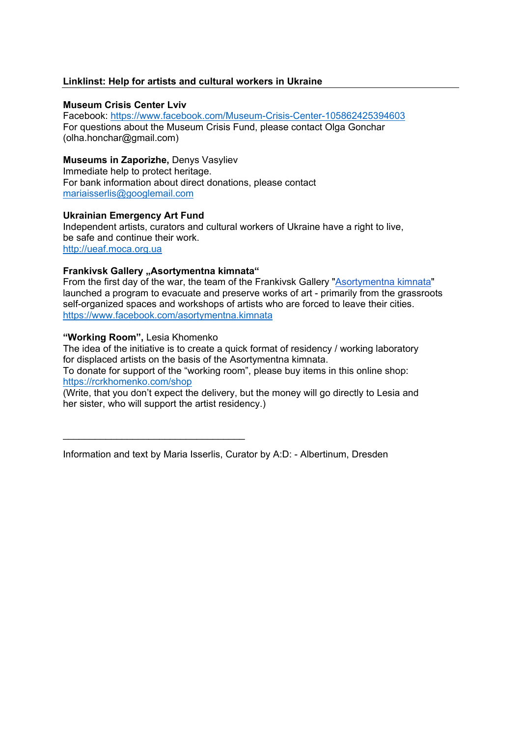## Linklinst: Help for artists and cultural workers in Ukraine

**Museum Crisis Center Lviv**
Facebook: https://www.facebook.com/Museum-Crisis-Center-105862425394603
For questions about the Museum Crisis Fund, please contact Olga Gonchar (olha.honchar@gmail.com)

**Museums in Zaporizhe,** Denys Vasyliev
Immediate help to protect heritage.
For bank information about direct donations, please contact mariaisserlis@googlemail.com

**Ukrainian Emergency Art Fund**
Independent artists, curators and cultural workers of Ukraine have a right to live, be safe and continue their work.
http://ueaf.moca.org.ua

**Frankivsk Gallery „Asortymentna kimnata“**
From the first day of the war, the team of the Frankivsk Gallery "Asortymentna kimnata" launched a program to evacuate and preserve works of art - primarily from the grassroots self-organized spaces and workshops of artists who are forced to leave their cities.
https://www.facebook.com/asortymentna.kimnata

**“Working Room”,** Lesia Khomenko
The idea of the initiative is to create a quick format of residency / working laboratory for displaced artists on the basis of the Asortymentna kimnata.
To donate for support of the “working room”, please buy items in this online shop: https://rcrkhomenko.com/shop
(Write, that you don’t expect the delivery, but the money will go directly to Lesia and her sister, who will support the artist residency.)

---

Information and text by Maria Isserlis, Curator by A:D: - Albertinum, Dresden